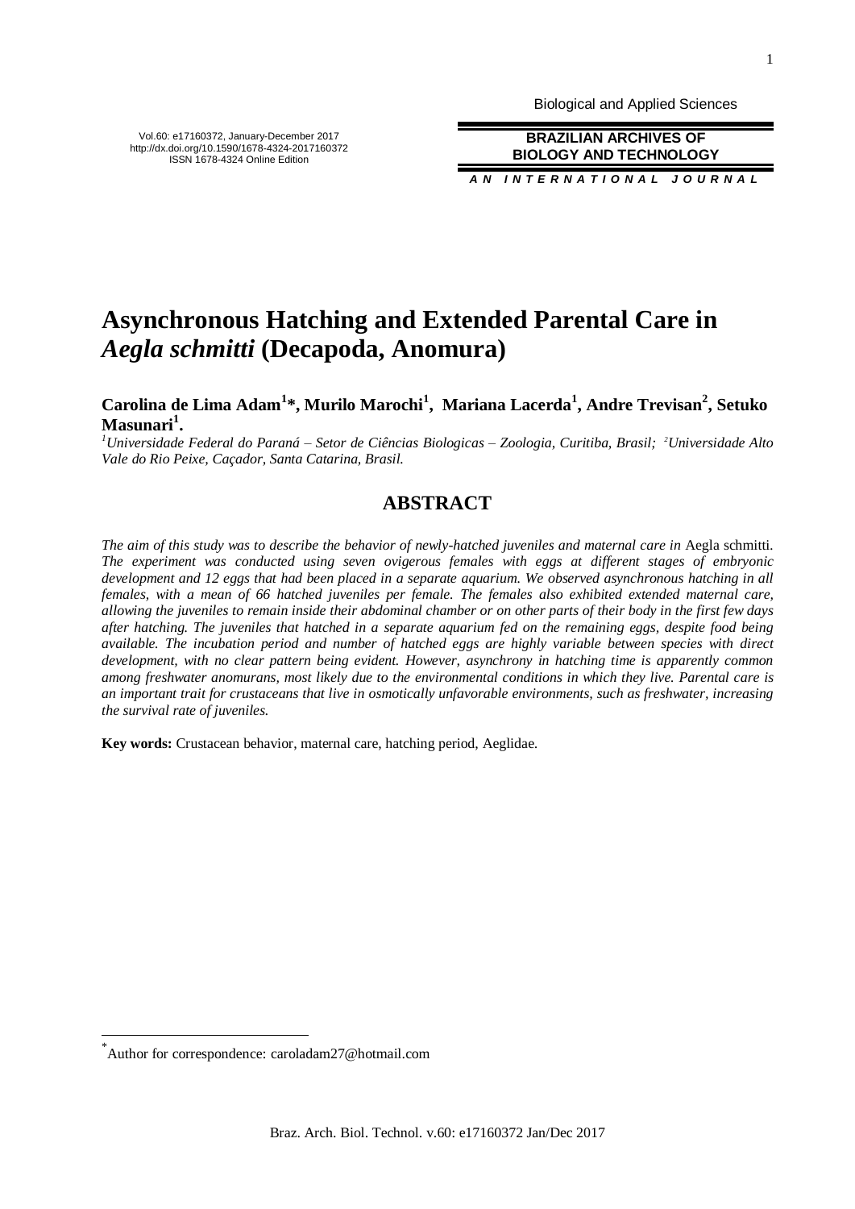# Asynchronous Hatching and Extended Parental Care in *Aegla schmitti* (Decapoda, Anomura)

**Carolina de Lima Adam[1]\*, Murilo Marochi[1], Mariana Lacerda[1], Andre Trevisan[2], Setuko Masunari[1].**

*[1]Universidade Federal do Paraná – Setor de Ciências Biologicas – Zoologia, Curitiba, Brasil; [2]Universidade Alto Vale do Rio Peixe, Caçador, Santa Catarina, Brasil.*

## ABSTRACT

*The aim of this study was to describe the behavior of newly-hatched juveniles and maternal care in* Aegla schmitti. *The experiment was conducted using seven ovigerous females with eggs at different stages of embryonic development and 12 eggs that had been placed in a separate aquarium. We observed asynchronous hatching in all females, with a mean of 66 hatched juveniles per female. The females also exhibited extended maternal care, allowing the juveniles to remain inside their abdominal chamber or on other parts of their body in the first few days after hatching. The juveniles that hatched in a separate aquarium fed on the remaining eggs, despite food being available. The incubation period and number of hatched eggs are highly variable between species with direct development, with no clear pattern being evident. However, asynchrony in hatching time is apparently common among freshwater anomurans, most likely due to the environmental conditions in which they live. Parental care is an important trait for crustaceans that live in osmotically unfavorable environments, such as freshwater, increasing the survival rate of juveniles.*

**Key words:** Crustacean behavior, maternal care, hatching period, Aeglidae.

\*Author for correspondence: caroladam27@hotmail.com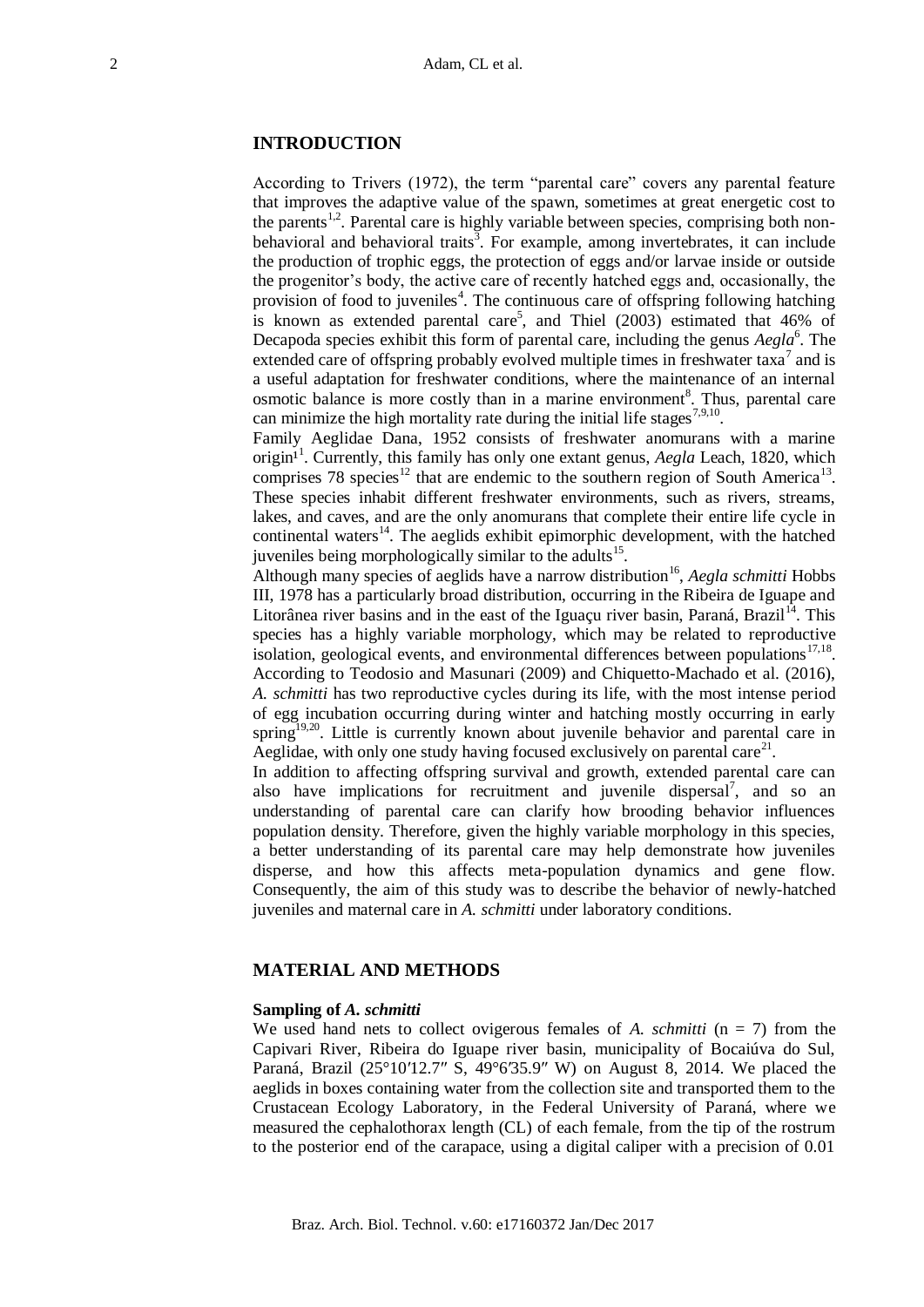## INTRODUCTION

According to Trivers (1972), the term "parental care" covers any parental feature that improves the adaptive value of the spawn, sometimes at great energetic cost to the parents[1,2]. Parental care is highly variable between species, comprising both non-behavioral and behavioral traits[3]. For example, among invertebrates, it can include the production of trophic eggs, the protection of eggs and/or larvae inside or outside the progenitor's body, the active care of recently hatched eggs and, occasionally, the provision of food to juveniles[4]. The continuous care of offspring following hatching is known as extended parental care[5], and Thiel (2003) estimated that 46% of Decapoda species exhibit this form of parental care, including the genus *Aegla*[6]. The extended care of offspring probably evolved multiple times in freshwater taxa[7] and is a useful adaptation for freshwater conditions, where the maintenance of an internal osmotic balance is more costly than in a marine environment[8]. Thus, parental care can minimize the high mortality rate during the initial life stages[7,9,10].

Family Aeglidae Dana, 1952 consists of freshwater anomurans with a marine origin[11]. Currently, this family has only one extant genus, *Aegla* Leach, 1820, which comprises 78 species[12] that are endemic to the southern region of South America[13]. These species inhabit different freshwater environments, such as rivers, streams, lakes, and caves, and are the only anomurans that complete their entire life cycle in continental waters[14]. The aeglids exhibit epimorphic development, with the hatched juveniles being morphologically similar to the adults[15].

Although many species of aeglids have a narrow distribution[16], *Aegla schmitti* Hobbs III, 1978 has a particularly broad distribution, occurring in the Ribeira de Iguape and Litorânea river basins and in the east of the Iguaçu river basin, Paraná, Brazil[14]. This species has a highly variable morphology, which may be related to reproductive isolation, geological events, and environmental differences between populations[17,18]. According to Teodosio and Masunari (2009) and Chiquetto-Machado et al. (2016), *A. schmitti* has two reproductive cycles during its life, with the most intense period of egg incubation occurring during winter and hatching mostly occurring in early spring[19,20]. Little is currently known about juvenile behavior and parental care in Aeglidae, with only one study having focused exclusively on parental care[21].

In addition to affecting offspring survival and growth, extended parental care can also have implications for recruitment and juvenile dispersal[7], and so an understanding of parental care can clarify how brooding behavior influences population density. Therefore, given the highly variable morphology in this species, a better understanding of its parental care may help demonstrate how juveniles disperse, and how this affects meta-population dynamics and gene flow. Consequently, the aim of this study was to describe the behavior of newly-hatched juveniles and maternal care in *A. schmitti* under laboratory conditions.

## MATERIAL AND METHODS

### Sampling of *A. schmitti*

We used hand nets to collect ovigerous females of *A. schmitti* (n = 7) from the Capivari River, Ribeira do Iguape river basin, municipality of Bocaiúva do Sul, Paraná, Brazil (25°10′12.7″ S, 49°6′35.9″ W) on August 8, 2014. We placed the aeglids in boxes containing water from the collection site and transported them to the Crustacean Ecology Laboratory, in the Federal University of Paraná, where we measured the cephalothorax length (CL) of each female, from the tip of the rostrum to the posterior end of the carapace, using a digital caliper with a precision of 0.01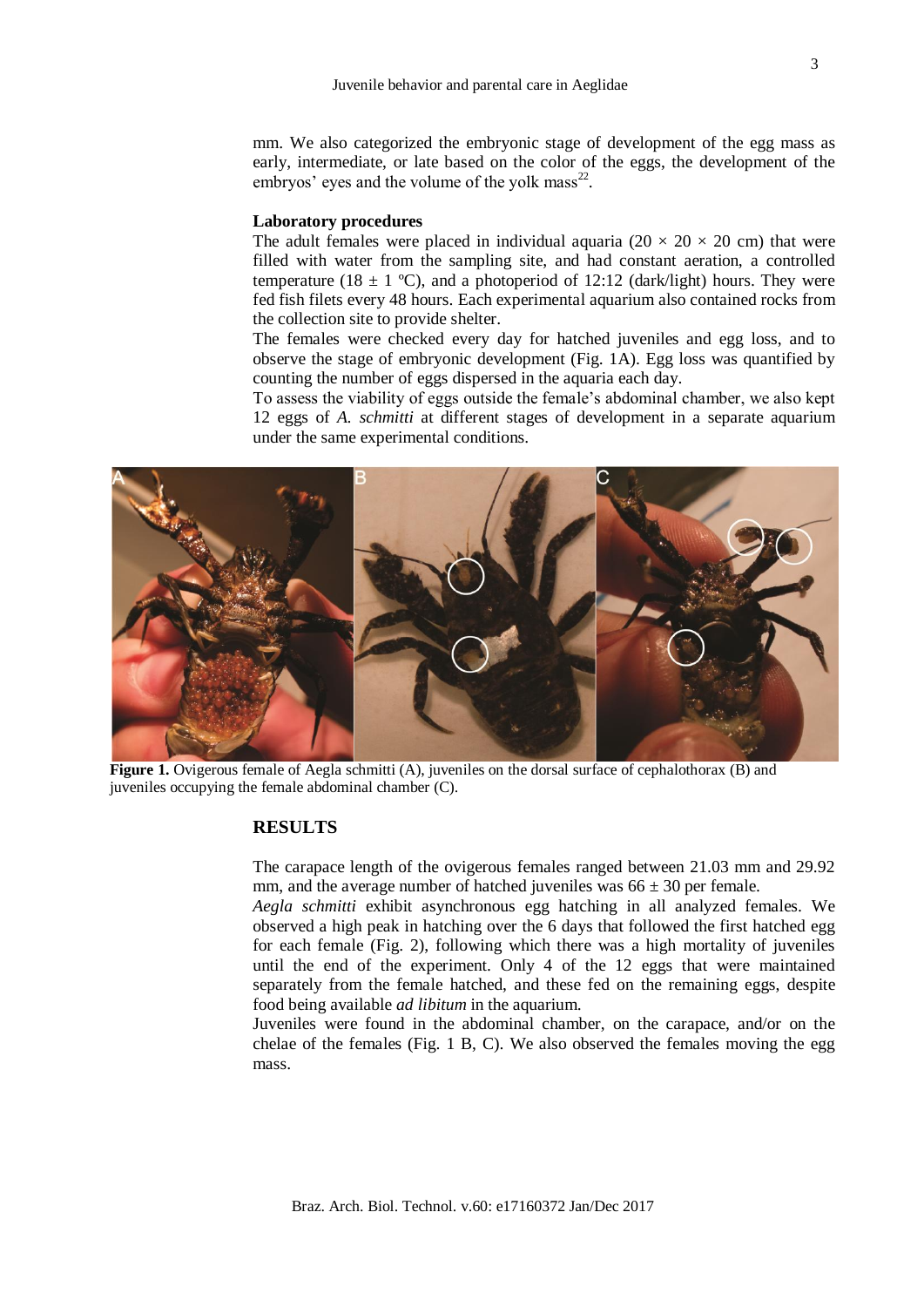mm. We also categorized the embryonic stage of development of the egg mass as early, intermediate, or late based on the color of the eggs, the development of the embryos' eyes and the volume of the yolk mass[22].

### Laboratory procedures

The adult females were placed in individual aquaria (20 × 20 × 20 cm) that were filled with water from the sampling site, and had constant aeration, a controlled temperature (18 ± 1 ºC), and a photoperiod of 12:12 (dark/light) hours. They were fed fish filets every 48 hours. Each experimental aquarium also contained rocks from the collection site to provide shelter.

The females were checked every day for hatched juveniles and egg loss, and to observe the stage of embryonic development (Fig. 1A). Egg loss was quantified by counting the number of eggs dispersed in the aquaria each day.

To assess the viability of eggs outside the female's abdominal chamber, we also kept 12 eggs of *A. schmitti* at different stages of development in a separate aquarium under the same experimental conditions.

**Figure 1.** Ovigerous female of Aegla schmitti (A), juveniles on the dorsal surface of cephalothorax (B) and juveniles occupying the female abdominal chamber (C).

## RESULTS

The carapace length of the ovigerous females ranged between 21.03 mm and 29.92 mm, and the average number of hatched juveniles was 66 ± 30 per female.

*Aegla schmitti* exhibit asynchronous egg hatching in all analyzed females. We observed a high peak in hatching over the 6 days that followed the first hatched egg for each female (Fig. 2), following which there was a high mortality of juveniles until the end of the experiment. Only 4 of the 12 eggs that were maintained separately from the female hatched, and these fed on the remaining eggs, despite food being available *ad libitum* in the aquarium.

Juveniles were found in the abdominal chamber, on the carapace, and/or on the chelae of the females (Fig. 1 B, C). We also observed the females moving the egg mass.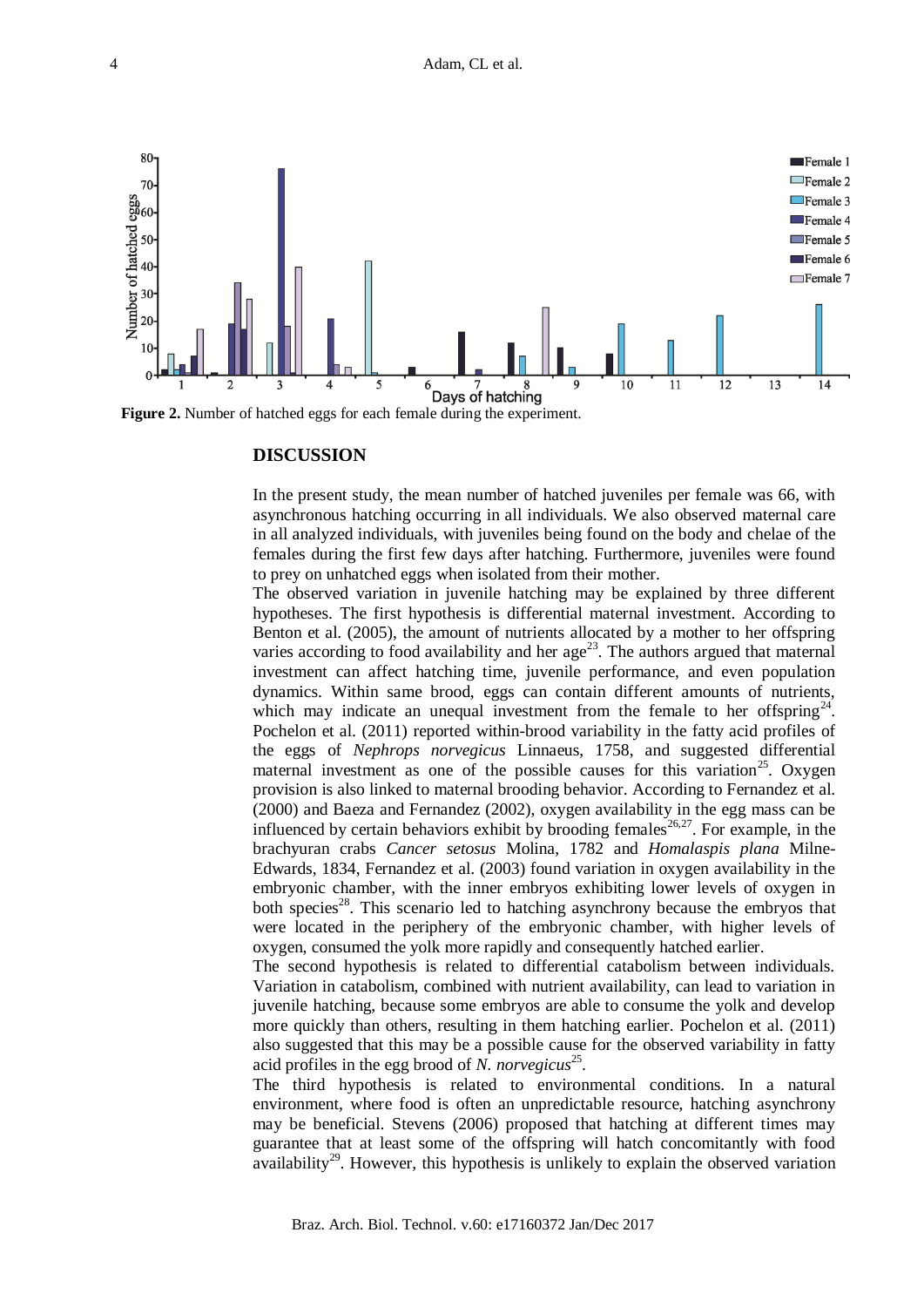**Figure 2.** Number of hatched eggs for each female during the experiment.

## DISCUSSION

In the present study, the mean number of hatched juveniles per female was 66, with asynchronous hatching occurring in all individuals. We also observed maternal care in all analyzed individuals, with juveniles being found on the body and chelae of the females during the first few days after hatching. Furthermore, juveniles were found to prey on unhatched eggs when isolated from their mother.

The observed variation in juvenile hatching may be explained by three different hypotheses. The first hypothesis is differential maternal investment. According to Benton et al. (2005), the amount of nutrients allocated by a mother to her offspring varies according to food availability and her age[23]. The authors argued that maternal investment can affect hatching time, juvenile performance, and even population dynamics. Within same brood, eggs can contain different amounts of nutrients, which may indicate an unequal investment from the female to her offspring[24]. Pochelon et al. (2011) reported within-brood variability in the fatty acid profiles of the eggs of *Nephrops norvegicus* Linnaeus, 1758, and suggested differential maternal investment as one of the possible causes for this variation[25]. Oxygen provision is also linked to maternal brooding behavior. According to Fernandez et al. (2000) and Baeza and Fernandez (2002), oxygen availability in the egg mass can be influenced by certain behaviors exhibit by brooding females[26,27]. For example, in the brachyuran crabs *Cancer setosus* Molina, 1782 and *Homalaspis plana* Milne-Edwards, 1834, Fernandez et al. (2003) found variation in oxygen availability in the embryonic chamber, with the inner embryos exhibiting lower levels of oxygen in both species[28]. This scenario led to hatching asynchrony because the embryos that were located in the periphery of the embryonic chamber, with higher levels of oxygen, consumed the yolk more rapidly and consequently hatched earlier.

The second hypothesis is related to differential catabolism between individuals. Variation in catabolism, combined with nutrient availability, can lead to variation in juvenile hatching, because some embryos are able to consume the yolk and develop more quickly than others, resulting in them hatching earlier. Pochelon et al. (2011) also suggested that this may be a possible cause for the observed variability in fatty acid profiles in the egg brood of *N. norvegicus*[25].

The third hypothesis is related to environmental conditions. In a natural environment, where food is often an unpredictable resource, hatching asynchrony may be beneficial. Stevens (2006) proposed that hatching at different times may guarantee that at least some of the offspring will hatch concomitantly with food availability[29]. However, this hypothesis is unlikely to explain the observed variation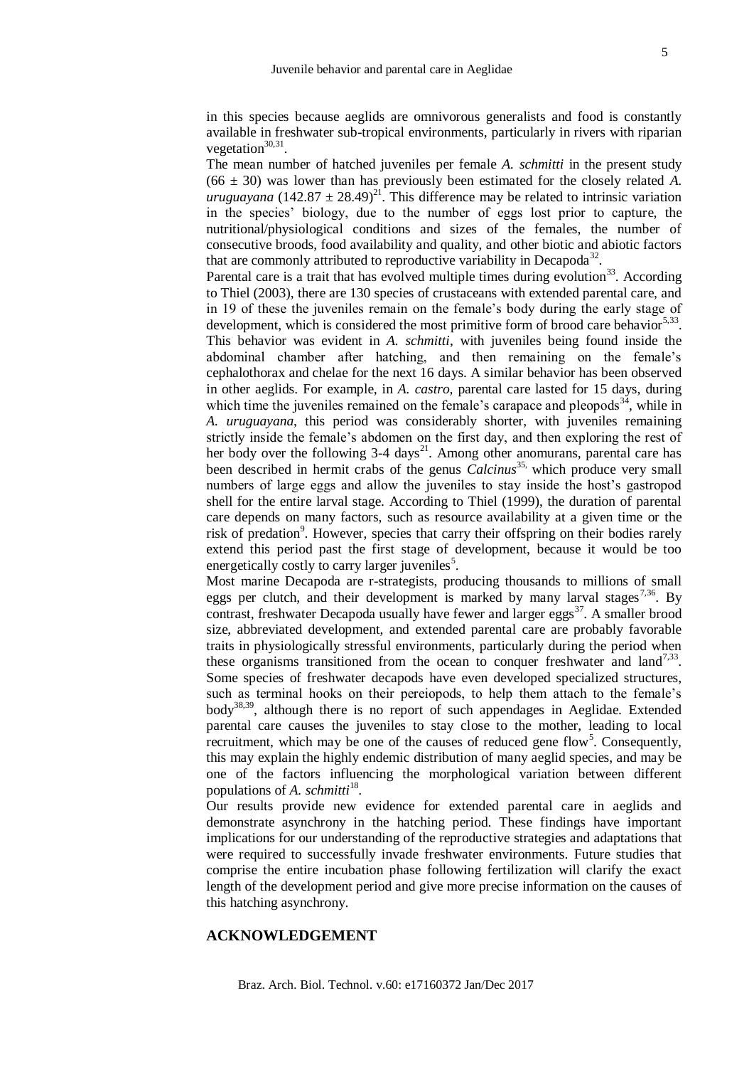in this species because aeglids are omnivorous generalists and food is constantly available in freshwater sub-tropical environments, particularly in rivers with riparian vegetation[30,31].

The mean number of hatched juveniles per female *A. schmitti* in the present study ($66 \pm 30$) was lower than has previously been estimated for the closely related *A. uruguayana* ($142.87 \pm 28.49$)[21]. This difference may be related to intrinsic variation in the species' biology, due to the number of eggs lost prior to capture, the nutritional/physiological conditions and sizes of the females, the number of consecutive broods, food availability and quality, and other biotic and abiotic factors that are commonly attributed to reproductive variability in Decapoda[32].

Parental care is a trait that has evolved multiple times during evolution[33]. According to Thiel (2003), there are 130 species of crustaceans with extended parental care, and in 19 of these the juveniles remain on the female's body during the early stage of development, which is considered the most primitive form of brood care behavior[5,33]. This behavior was evident in *A. schmitti*, with juveniles being found inside the abdominal chamber after hatching, and then remaining on the female's cephalothorax and chelae for the next 16 days. A similar behavior has been observed in other aeglids. For example, in *A. castro*, parental care lasted for 15 days, during which time the juveniles remained on the female's carapace and pleopods[34], while in *A. uruguayana*, this period was considerably shorter, with juveniles remaining strictly inside the female's abdomen on the first day, and then exploring the rest of her body over the following 3-4 days[21]. Among other anomurans, parental care has been described in hermit crabs of the genus *Calcinus*[35,] which produce very small numbers of large eggs and allow the juveniles to stay inside the host's gastropod shell for the entire larval stage. According to Thiel (1999), the duration of parental care depends on many factors, such as resource availability at a given time or the risk of predation[9]. However, species that carry their offspring on their bodies rarely extend this period past the first stage of development, because it would be too energetically costly to carry larger juveniles[5].

Most marine Decapoda are r-strategists, producing thousands to millions of small eggs per clutch, and their development is marked by many larval stages[7,36]. By contrast, freshwater Decapoda usually have fewer and larger eggs[37]. A smaller brood size, abbreviated development, and extended parental care are probably favorable traits in physiologically stressful environments, particularly during the period when these organisms transitioned from the ocean to conquer freshwater and land[7,33]. Some species of freshwater decapods have even developed specialized structures, such as terminal hooks on their pereiopods, to help them attach to the female's body[38,39], although there is no report of such appendages in Aeglidae. Extended parental care causes the juveniles to stay close to the mother, leading to local recruitment, which may be one of the causes of reduced gene flow[5]. Consequently, this may explain the highly endemic distribution of many aeglid species, and may be one of the factors influencing the morphological variation between different populations of *A. schmitti*[18].

Our results provide new evidence for extended parental care in aeglids and demonstrate asynchrony in the hatching period. These findings have important implications for our understanding of the reproductive strategies and adaptations that were required to successfully invade freshwater environments. Future studies that comprise the entire incubation phase following fertilization will clarify the exact length of the development period and give more precise information on the causes of this hatching asynchrony.

## ACKNOWLEDGEMENT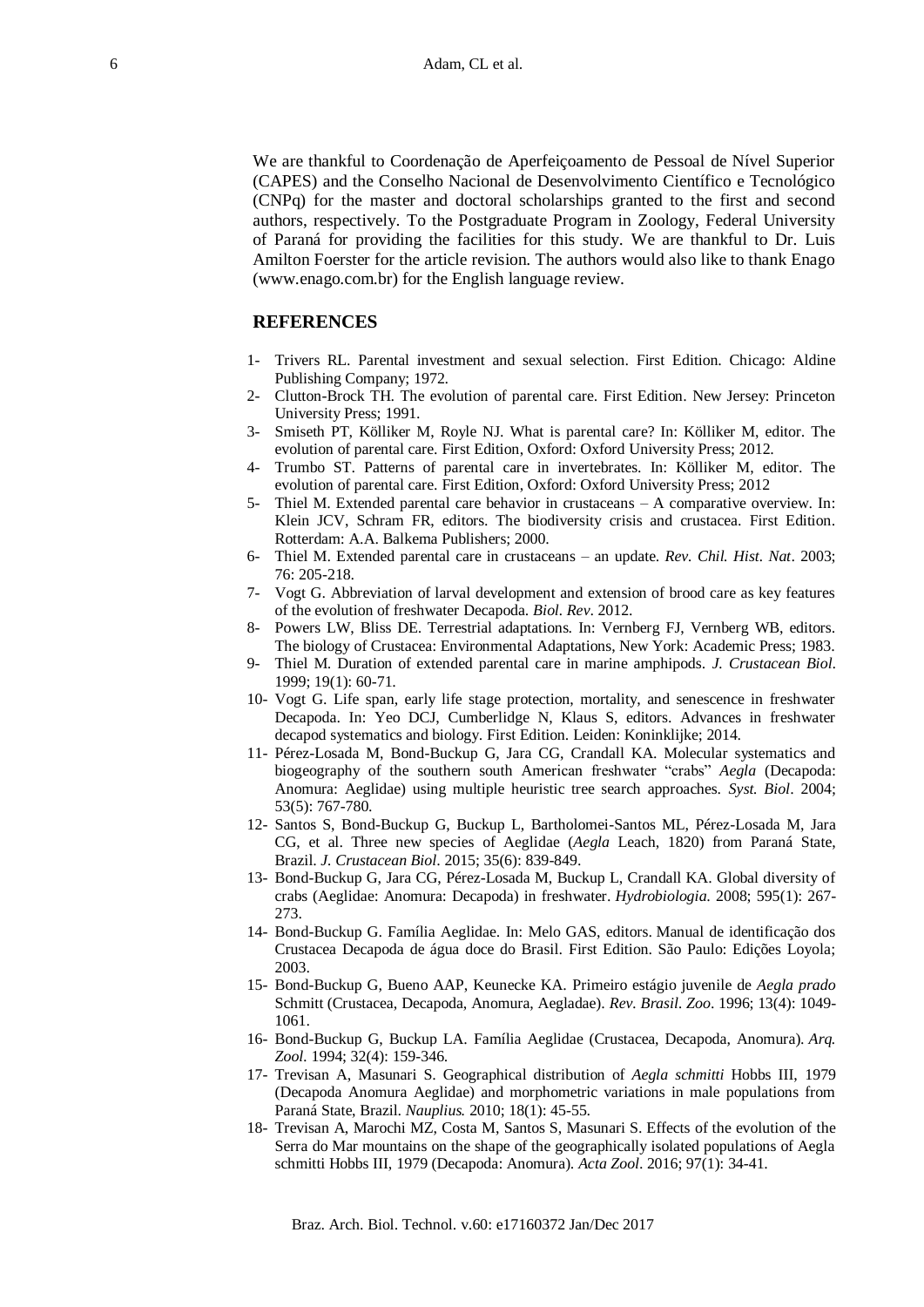We are thankful to Coordenação de Aperfeiçoamento de Pessoal de Nível Superior (CAPES) and the Conselho Nacional de Desenvolvimento Científico e Tecnológico (CNPq) for the master and doctoral scholarships granted to the first and second authors, respectively. To the Postgraduate Program in Zoology, Federal University of Paraná for providing the facilities for this study. We are thankful to Dr. Luis Amilton Foerster for the article revision. The authors would also like to thank Enago (www.enago.com.br) for the English language review.

## REFERENCES

1- Trivers RL. Parental investment and sexual selection. First Edition. Chicago: Aldine Publishing Company; 1972.

2- Clutton-Brock TH. The evolution of parental care. First Edition. New Jersey: Princeton University Press; 1991.

3- Smiseth PT, Kölliker M, Royle NJ. What is parental care? In: Kölliker M, editor. The evolution of parental care. First Edition, Oxford: Oxford University Press; 2012.

4- Trumbo ST. Patterns of parental care in invertebrates. In: Kölliker M, editor. The evolution of parental care. First Edition, Oxford: Oxford University Press; 2012

5- Thiel M. Extended parental care behavior in crustaceans – A comparative overview. In: Klein JCV, Schram FR, editors. The biodiversity crisis and crustacea. First Edition. Rotterdam: A.A. Balkema Publishers; 2000.

6- Thiel M. Extended parental care in crustaceans – an update. *Rev. Chil. Hist. Nat*. 2003; 76: 205-218.

7- Vogt G. Abbreviation of larval development and extension of brood care as key features of the evolution of freshwater Decapoda. *Biol. Rev*. 2012.

8- Powers LW, Bliss DE. Terrestrial adaptations. In: Vernberg FJ, Vernberg WB, editors. The biology of Crustacea: Environmental Adaptations, New York: Academic Press; 1983.

9- Thiel M. Duration of extended parental care in marine amphipods. *J. Crustacean Biol*. 1999; 19(1): 60-71.

10- Vogt G. Life span, early life stage protection, mortality, and senescence in freshwater Decapoda. In: Yeo DCJ, Cumberlidge N, Klaus S, editors. Advances in freshwater decapod systematics and biology. First Edition. Leiden: Koninklijke; 2014.

11- Pérez-Losada M, Bond-Buckup G, Jara CG, Crandall KA. Molecular systematics and biogeography of the southern south American freshwater "crabs" *Aegla* (Decapoda: Anomura: Aeglidae) using multiple heuristic tree search approaches. *Syst. Biol*. 2004; 53(5): 767-780.

12- Santos S, Bond-Buckup G, Buckup L, Bartholomei-Santos ML, Pérez-Losada M, Jara CG, et al. Three new species of Aeglidae (*Aegla* Leach, 1820) from Paraná State, Brazil. *J. Crustacean Biol*. 2015; 35(6): 839-849.

13- Bond-Buckup G, Jara CG, Pérez-Losada M, Buckup L, Crandall KA. Global diversity of crabs (Aeglidae: Anomura: Decapoda) in freshwater. *Hydrobiologia.* 2008; 595(1): 267-273.

14- Bond-Buckup G. Família Aeglidae. In: Melo GAS, editors. Manual de identificação dos Crustacea Decapoda de água doce do Brasil. First Edition. São Paulo: Edições Loyola; 2003.

15- Bond-Buckup G, Bueno AAP, Keunecke KA. Primeiro estágio juvenile de *Aegla prado* Schmitt (Crustacea, Decapoda, Anomura, Aegladae). *Rev. Brasil. Zoo*. 1996; 13(4): 1049-1061.

16- Bond-Buckup G, Buckup LA. Família Aeglidae (Crustacea, Decapoda, Anomura). *Arq. Zool*. 1994; 32(4): 159-346.

17- Trevisan A, Masunari S. Geographical distribution of *Aegla schmitti* Hobbs III, 1979 (Decapoda Anomura Aeglidae) and morphometric variations in male populations from Paraná State, Brazil. *Nauplius.* 2010; 18(1): 45-55.

18- Trevisan A, Marochi MZ, Costa M, Santos S, Masunari S. Effects of the evolution of the Serra do Mar mountains on the shape of the geographically isolated populations of Aegla schmitti Hobbs III, 1979 (Decapoda: Anomura). *Acta Zool*. 2016; 97(1): 34-41.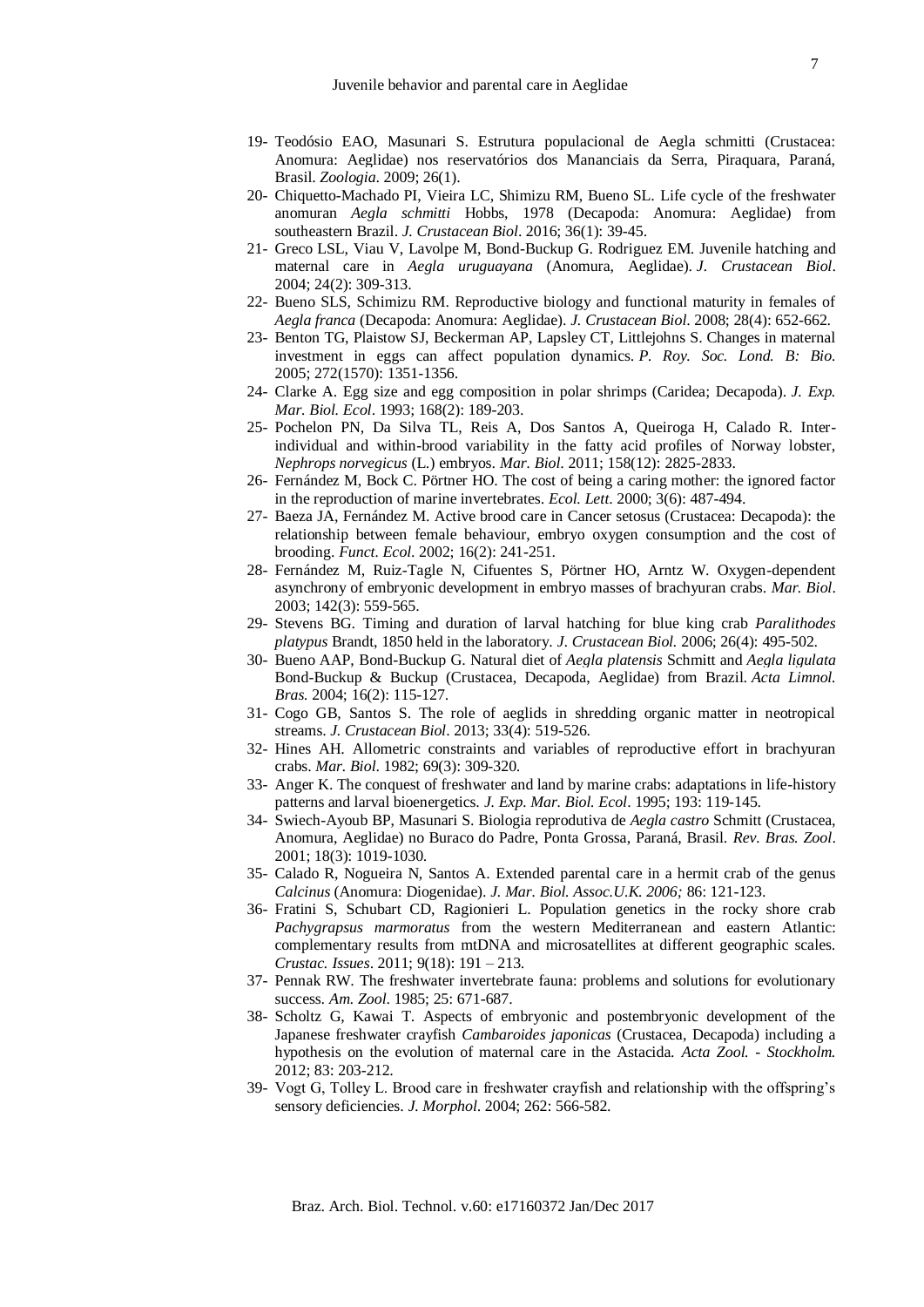19- Teodósio EAO, Masunari S. Estrutura populacional de Aegla schmitti (Crustacea: Anomura: Aeglidae) nos reservatórios dos Mananciais da Serra, Piraquara, Paraná, Brasil. *Zoologia*. 2009; 26(1).

20- Chiquetto-Machado PI, Vieira LC, Shimizu RM, Bueno SL. Life cycle of the freshwater anomuran *Aegla schmitti* Hobbs, 1978 (Decapoda: Anomura: Aeglidae) from southeastern Brazil. *J. Crustacean Biol*. 2016; 36(1): 39-45.

21- Greco LSL, Viau V, Lavolpe M, Bond-Buckup G. Rodriguez EM. Juvenile hatching and maternal care in *Aegla uruguayana* (Anomura, Aeglidae). *J. Crustacean Biol*. 2004; 24(2): 309-313.

22- Bueno SLS, Schimizu RM. Reproductive biology and functional maturity in females of *Aegla franca* (Decapoda: Anomura: Aeglidae). *J. Crustacean Biol.* 2008; 28(4): 652-662.

23- Benton TG, Plaistow SJ, Beckerman AP, Lapsley CT, Littlejohns S. Changes in maternal investment in eggs can affect population dynamics. *P. Roy. Soc. Lond. B: Bio.* 2005; 272(1570): 1351-1356.

24- Clarke A. Egg size and egg composition in polar shrimps (Caridea; Decapoda). *J. Exp. Mar. Biol. Ecol*. 1993; 168(2): 189-203.

25- Pochelon PN, Da Silva TL, Reis A, Dos Santos A, Queiroga H, Calado R. Inter-individual and within-brood variability in the fatty acid profiles of Norway lobster, *Nephrops norvegicus* (L.) embryos. *Mar. Biol*. 2011; 158(12): 2825-2833.

26- Fernández M, Bock C. Pörtner HO. The cost of being a caring mother: the ignored factor in the reproduction of marine invertebrates. *Ecol. Lett*. 2000; 3(6): 487-494.

27- Baeza JA, Fernández M. Active brood care in Cancer setosus (Crustacea: Decapoda): the relationship between female behaviour, embryo oxygen consumption and the cost of brooding. *Funct. Ecol*. 2002; 16(2): 241-251.

28- Fernández M, Ruiz-Tagle N, Cifuentes S, Pörtner HO, Arntz W. Oxygen-dependent asynchrony of embryonic development in embryo masses of brachyuran crabs. *Mar. Biol*. 2003; 142(3): 559-565.

29- Stevens BG. Timing and duration of larval hatching for blue king crab *Paralithodes platypus* Brandt, 1850 held in the laboratory. *J. Crustacean Biol.* 2006; 26(4): 495-502.

30- Bueno AAP, Bond-Buckup G. Natural diet of *Aegla platensis* Schmitt and *Aegla ligulata* Bond-Buckup & Buckup (Crustacea, Decapoda, Aeglidae) from Brazil. *Acta Limnol. Bras.* 2004; 16(2): 115-127.

31- Cogo GB, Santos S. The role of aeglids in shredding organic matter in neotropical streams. *J. Crustacean Biol*. 2013; 33(4): 519-526.

32- Hines AH. Allometric constraints and variables of reproductive effort in brachyuran crabs. *Mar. Biol*. 1982; 69(3): 309-320.

33- Anger K. The conquest of freshwater and land by marine crabs: adaptations in life-history patterns and larval bioenergetics. *J. Exp. Mar. Biol. Ecol*. 1995; 193: 119-145.

34- Swiech-Ayoub BP, Masunari S. Biologia reprodutiva de *Aegla castro* Schmitt (Crustacea, Anomura, Aeglidae) no Buraco do Padre, Ponta Grossa, Paraná, Brasil. *Rev. Bras. Zool*. 2001; 18(3): 1019-1030.

35- Calado R, Nogueira N, Santos A. Extended parental care in a hermit crab of the genus *Calcinus* (Anomura: Diogenidae). *J. Mar. Biol. Assoc.U.K. 2006;* 86: 121-123.

36- Fratini S, Schubart CD, Ragionieri L. Population genetics in the rocky shore crab *Pachygrapsus marmoratus* from the western Mediterranean and eastern Atlantic: complementary results from mtDNA and microsatellites at different geographic scales. *Crustac. Issues*. 2011; 9(18): 191 – 213.

37- Pennak RW. The freshwater invertebrate fauna: problems and solutions for evolutionary success. *Am. Zool*. 1985; 25: 671-687.

38- Scholtz G, Kawai T. Aspects of embryonic and postembryonic development of the Japanese freshwater crayfish *Cambaroides japonicas* (Crustacea, Decapoda) including a hypothesis on the evolution of maternal care in the Astacida. *Acta Zool. - Stockholm.* 2012; 83: 203-212.

39- Vogt G, Tolley L. Brood care in freshwater crayfish and relationship with the offspring's sensory deficiencies. *J. Morphol*. 2004; 262: 566-582.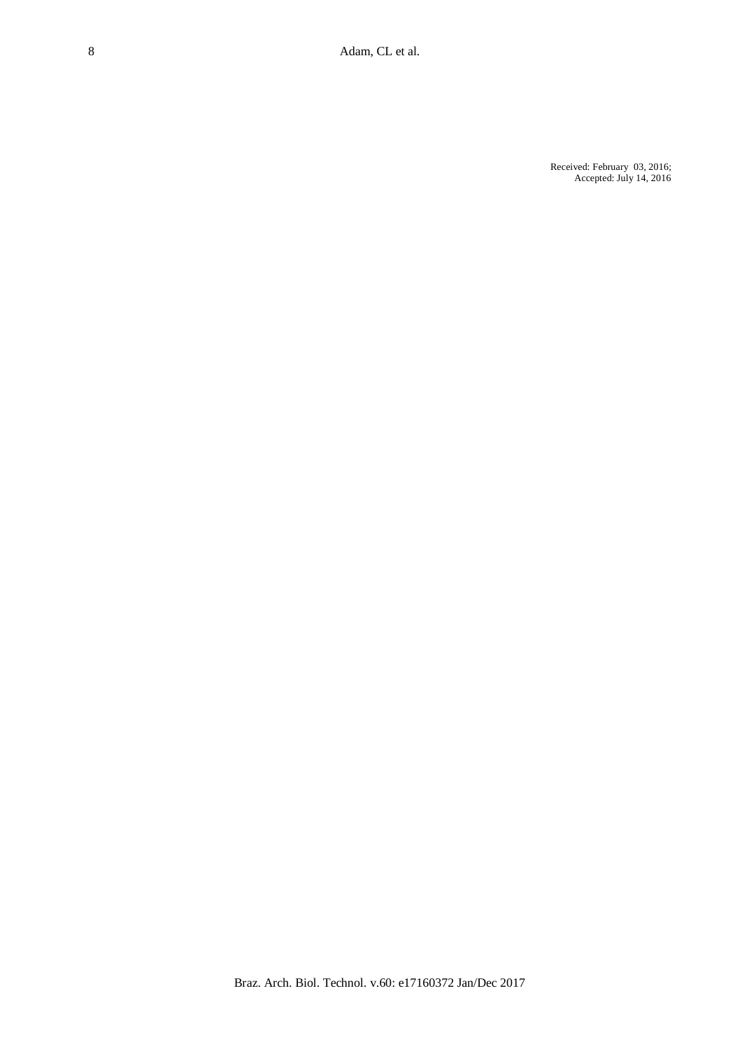Received: February 03, 2016;
Accepted: July 14, 2016